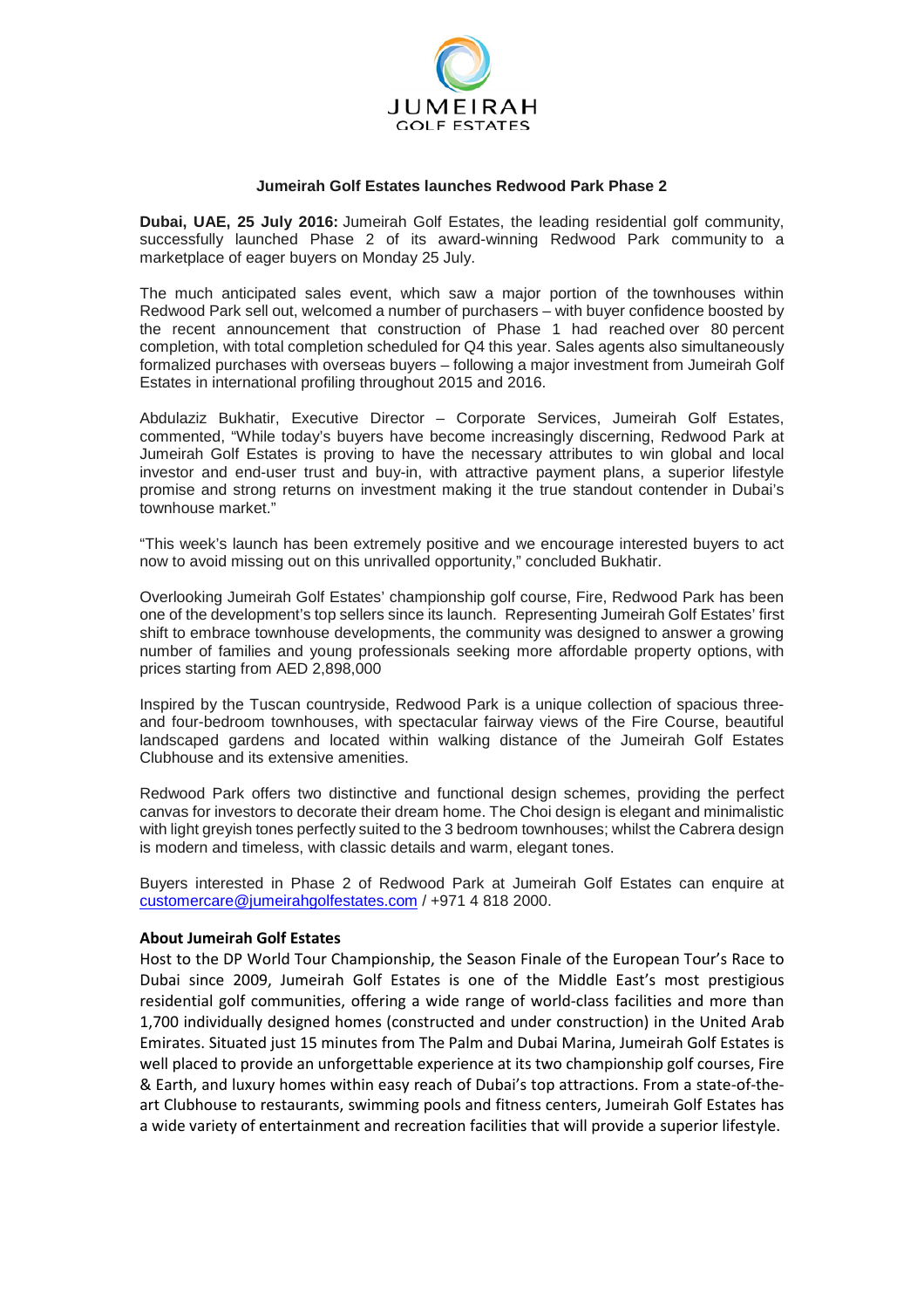JUMEIRAH
GOLF ESTATES

# Jumeirah Golf Estates launches Redwood Park Phase 2

**Dubai, UAE, 25 July 2016:** Jumeirah Golf Estates, the leading residential golf community, successfully launched Phase 2 of its award-winning Redwood Park community to a marketplace of eager buyers on Monday 25 July.

The much anticipated sales event, which saw a major portion of the townhouses within Redwood Park sell out, welcomed a number of purchasers – with buyer confidence boosted by the recent announcement that construction of Phase 1 had reached over 80 percent completion, with total completion scheduled for Q4 this year. Sales agents also simultaneously formalized purchases with overseas buyers – following a major investment from Jumeirah Golf Estates in international profiling throughout 2015 and 2016.

Abdulaziz Bukhatir, Executive Director – Corporate Services, Jumeirah Golf Estates, commented, "While today's buyers have become increasingly discerning, Redwood Park at Jumeirah Golf Estates is proving to have the necessary attributes to win global and local investor and end-user trust and buy-in, with attractive payment plans, a superior lifestyle promise and strong returns on investment making it the true standout contender in Dubai's townhouse market."

"This week's launch has been extremely positive and we encourage interested buyers to act now to avoid missing out on this unrivalled opportunity," concluded Bukhatir.

Overlooking Jumeirah Golf Estates' championship golf course, Fire, Redwood Park has been one of the development's top sellers since its launch. Representing Jumeirah Golf Estates' first shift to embrace townhouse developments, the community was designed to answer a growing number of families and young professionals seeking more affordable property options, with prices starting from AED 2,898,000

Inspired by the Tuscan countryside, Redwood Park is a unique collection of spacious three- and four-bedroom townhouses, with spectacular fairway views of the Fire Course, beautiful landscaped gardens and located within walking distance of the Jumeirah Golf Estates Clubhouse and its extensive amenities.

Redwood Park offers two distinctive and functional design schemes, providing the perfect canvas for investors to decorate their dream home. The Choi design is elegant and minimalistic with light greyish tones perfectly suited to the 3 bedroom townhouses; whilst the Cabrera design is modern and timeless, with classic details and warm, elegant tones.

Buyers interested in Phase 2 of Redwood Park at Jumeirah Golf Estates can enquire at customercare@jumeirahgolfestates.com / +971 4 818 2000.

**About Jumeirah Golf Estates**

Host to the DP World Tour Championship, the Season Finale of the European Tour's Race to Dubai since 2009, Jumeirah Golf Estates is one of the Middle East's most prestigious residential golf communities, offering a wide range of world-class facilities and more than 1,700 individually designed homes (constructed and under construction) in the United Arab Emirates. Situated just 15 minutes from The Palm and Dubai Marina, Jumeirah Golf Estates is well placed to provide an unforgettable experience at its two championship golf courses, Fire & Earth, and luxury homes within easy reach of Dubai's top attractions. From a state-of-the-art Clubhouse to restaurants, swimming pools and fitness centers, Jumeirah Golf Estates has a wide variety of entertainment and recreation facilities that will provide a superior lifestyle.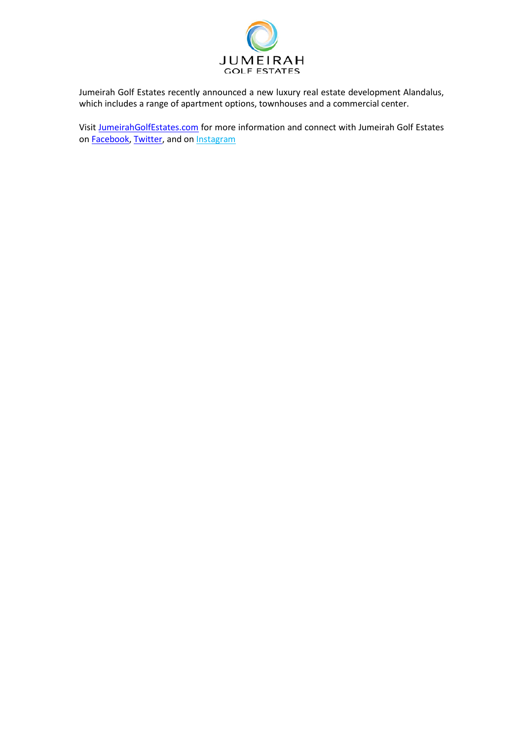JUMEIRAH
GOLF ESTATES

Jumeirah Golf Estates recently announced a new luxury real estate development Alandalus, which includes a range of apartment options, townhouses and a commercial center.

Visit JumeirahGolfEstates.com for more information and connect with Jumeirah Golf Estates on Facebook, Twitter, and on Instagram